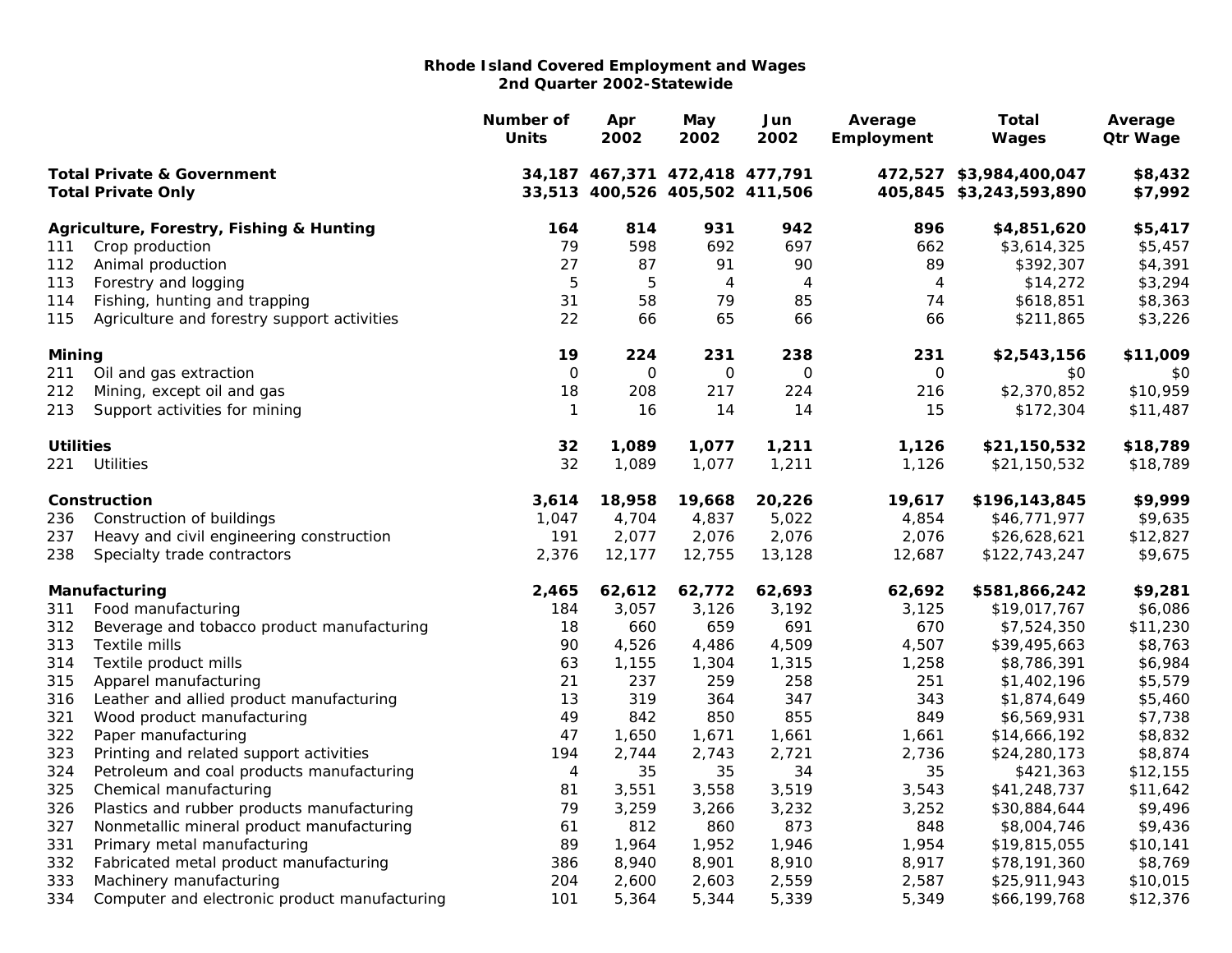**Rhode Island Covered Employment and Wages**
**2nd Quarter 2002-Statewide**

| | | Number of Units | Apr 2002 | May 2002 | Jun 2002 | Average Employment | Total Wages | Average Qtr Wage |
|---|---|---|---|---|---|---|---|---|
| **Total Private & Government** | | **34,187** | **467,371** | **472,418** | **477,791** | **472,527** | **$3,984,400,047** | **$8,432** |
| **Total Private Only** | | **33,513** | **400,526** | **405,502** | **411,506** | **405,845** | **$3,243,593,890** | **$7,992** |
| **Agriculture, Forestry, Fishing & Hunting** | | **164** | **814** | **931** | **942** | **896** | **$4,851,620** | **$5,417** |
| 111 | Crop production | 79 | 598 | 692 | 697 | 662 | $3,614,325 | $5,457 |
| 112 | Animal production | 27 | 87 | 91 | 90 | 89 | $392,307 | $4,391 |
| 113 | Forestry and logging | 5 | 5 | 4 | 4 | 4 | $14,272 | $3,294 |
| 114 | Fishing, hunting and trapping | 31 | 58 | 79 | 85 | 74 | $618,851 | $8,363 |
| 115 | Agriculture and forestry support activities | 22 | 66 | 65 | 66 | 66 | $211,865 | $3,226 |
| **Mining** | | **19** | **224** | **231** | **238** | **231** | **$2,543,156** | **$11,009** |
| 211 | Oil and gas extraction | 0 | 0 | 0 | 0 | 0 | $0 | $0 |
| 212 | Mining, except oil and gas | 18 | 208 | 217 | 224 | 216 | $2,370,852 | $10,959 |
| 213 | Support activities for mining | 1 | 16 | 14 | 14 | 15 | $172,304 | $11,487 |
| **Utilities** | | **32** | **1,089** | **1,077** | **1,211** | **1,126** | **$21,150,532** | **$18,789** |
| 221 | Utilities | 32 | 1,089 | 1,077 | 1,211 | 1,126 | $21,150,532 | $18,789 |
| **Construction** | | **3,614** | **18,958** | **19,668** | **20,226** | **19,617** | **$196,143,845** | **$9,999** |
| 236 | Construction of buildings | 1,047 | 4,704 | 4,837 | 5,022 | 4,854 | $46,771,977 | $9,635 |
| 237 | Heavy and civil engineering construction | 191 | 2,077 | 2,076 | 2,076 | 2,076 | $26,628,621 | $12,827 |
| 238 | Specialty trade contractors | 2,376 | 12,177 | 12,755 | 13,128 | 12,687 | $122,743,247 | $9,675 |
| **Manufacturing** | | **2,465** | **62,612** | **62,772** | **62,693** | **62,692** | **$581,866,242** | **$9,281** |
| 311 | Food manufacturing | 184 | 3,057 | 3,126 | 3,192 | 3,125 | $19,017,767 | $6,086 |
| 312 | Beverage and tobacco product manufacturing | 18 | 660 | 659 | 691 | 670 | $7,524,350 | $11,230 |
| 313 | Textile mills | 90 | 4,526 | 4,486 | 4,509 | 4,507 | $39,495,663 | $8,763 |
| 314 | Textile product mills | 63 | 1,155 | 1,304 | 1,315 | 1,258 | $8,786,391 | $6,984 |
| 315 | Apparel manufacturing | 21 | 237 | 259 | 258 | 251 | $1,402,196 | $5,579 |
| 316 | Leather and allied product manufacturing | 13 | 319 | 364 | 347 | 343 | $1,874,649 | $5,460 |
| 321 | Wood product manufacturing | 49 | 842 | 850 | 855 | 849 | $6,569,931 | $7,738 |
| 322 | Paper manufacturing | 47 | 1,650 | 1,671 | 1,661 | 1,661 | $14,666,192 | $8,832 |
| 323 | Printing and related support activities | 194 | 2,744 | 2,743 | 2,721 | 2,736 | $24,280,173 | $8,874 |
| 324 | Petroleum and coal products manufacturing | 4 | 35 | 35 | 34 | 35 | $421,363 | $12,155 |
| 325 | Chemical manufacturing | 81 | 3,551 | 3,558 | 3,519 | 3,543 | $41,248,737 | $11,642 |
| 326 | Plastics and rubber products manufacturing | 79 | 3,259 | 3,266 | 3,232 | 3,252 | $30,884,644 | $9,496 |
| 327 | Nonmetallic mineral product manufacturing | 61 | 812 | 860 | 873 | 848 | $8,004,746 | $9,436 |
| 331 | Primary metal manufacturing | 89 | 1,964 | 1,952 | 1,946 | 1,954 | $19,815,055 | $10,141 |
| 332 | Fabricated metal product manufacturing | 386 | 8,940 | 8,901 | 8,910 | 8,917 | $78,191,360 | $8,769 |
| 333 | Machinery manufacturing | 204 | 2,600 | 2,603 | 2,559 | 2,587 | $25,911,943 | $10,015 |
| 334 | Computer and electronic product manufacturing | 101 | 5,364 | 5,344 | 5,339 | 5,349 | $66,199,768 | $12,376 |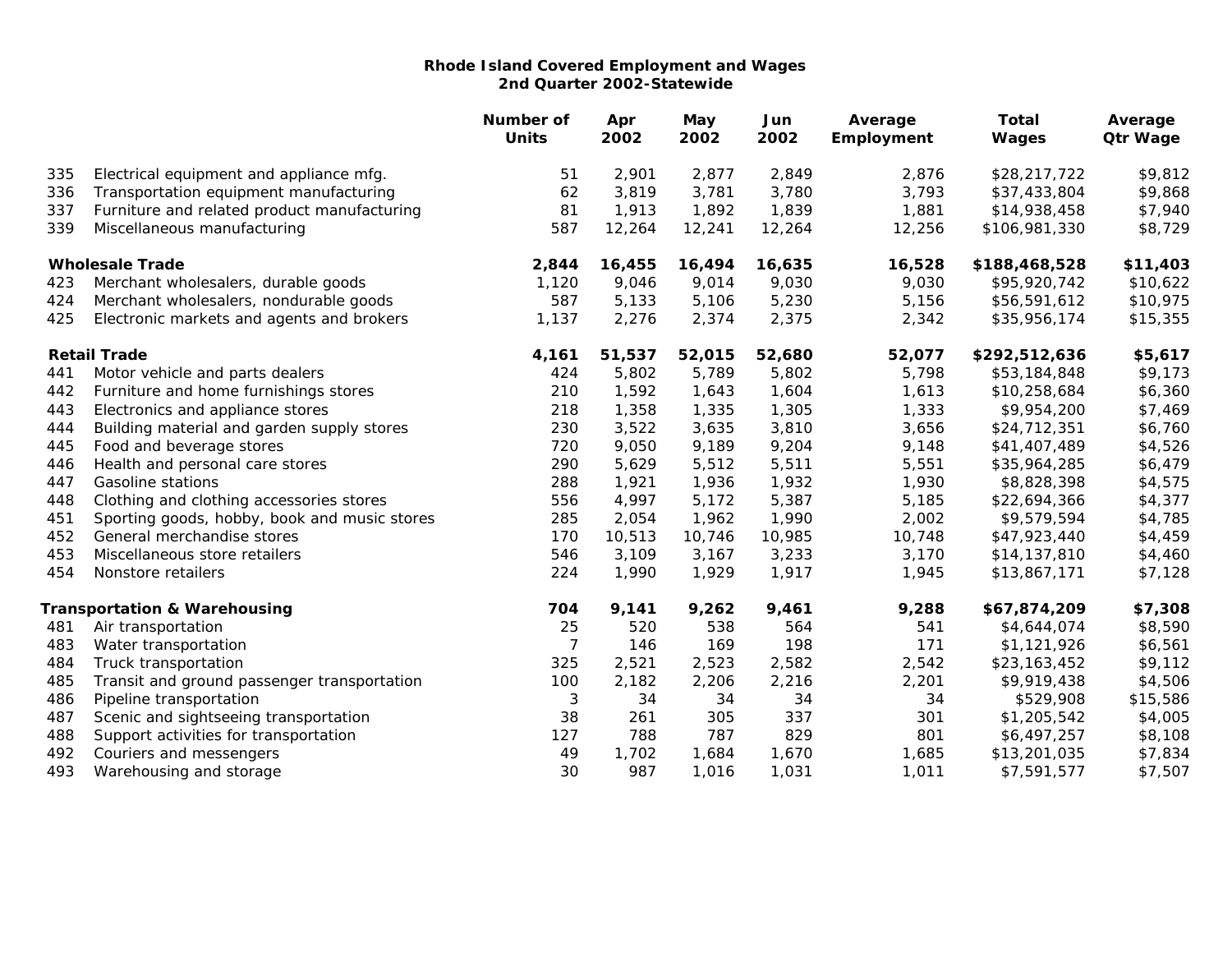**Rhode Island Covered Employment and Wages**
**2nd Quarter 2002-Statewide**

| | | Number of Units | Apr 2002 | May 2002 | Jun 2002 | Average Employment | Total Wages | Average Qtr Wage |
|---|---|---|---|---|---|---|---|---|
| 335 | Electrical equipment and appliance mfg. | 51 | 2,901 | 2,877 | 2,849 | 2,876 | $28,217,722 | $9,812 |
| 336 | Transportation equipment manufacturing | 62 | 3,819 | 3,781 | 3,780 | 3,793 | $37,433,804 | $9,868 |
| 337 | Furniture and related product manufacturing | 81 | 1,913 | 1,892 | 1,839 | 1,881 | $14,938,458 | $7,940 |
| 339 | Miscellaneous manufacturing | 587 | 12,264 | 12,241 | 12,264 | 12,256 | $106,981,330 | $8,729 |
| | **Wholesale Trade** | **2,844** | **16,455** | **16,494** | **16,635** | **16,528** | **$188,468,528** | **$11,403** |
| 423 | Merchant wholesalers, durable goods | 1,120 | 9,046 | 9,014 | 9,030 | 9,030 | $95,920,742 | $10,622 |
| 424 | Merchant wholesalers, nondurable goods | 587 | 5,133 | 5,106 | 5,230 | 5,156 | $56,591,612 | $10,975 |
| 425 | Electronic markets and agents and brokers | 1,137 | 2,276 | 2,374 | 2,375 | 2,342 | $35,956,174 | $15,355 |
| | **Retail Trade** | **4,161** | **51,537** | **52,015** | **52,680** | **52,077** | **$292,512,636** | **$5,617** |
| 441 | Motor vehicle and parts dealers | 424 | 5,802 | 5,789 | 5,802 | 5,798 | $53,184,848 | $9,173 |
| 442 | Furniture and home furnishings stores | 210 | 1,592 | 1,643 | 1,604 | 1,613 | $10,258,684 | $6,360 |
| 443 | Electronics and appliance stores | 218 | 1,358 | 1,335 | 1,305 | 1,333 | $9,954,200 | $7,469 |
| 444 | Building material and garden supply stores | 230 | 3,522 | 3,635 | 3,810 | 3,656 | $24,712,351 | $6,760 |
| 445 | Food and beverage stores | 720 | 9,050 | 9,189 | 9,204 | 9,148 | $41,407,489 | $4,526 |
| 446 | Health and personal care stores | 290 | 5,629 | 5,512 | 5,511 | 5,551 | $35,964,285 | $6,479 |
| 447 | Gasoline stations | 288 | 1,921 | 1,936 | 1,932 | 1,930 | $8,828,398 | $4,575 |
| 448 | Clothing and clothing accessories stores | 556 | 4,997 | 5,172 | 5,387 | 5,185 | $22,694,366 | $4,377 |
| 451 | Sporting goods, hobby, book and music stores | 285 | 2,054 | 1,962 | 1,990 | 2,002 | $9,579,594 | $4,785 |
| 452 | General merchandise stores | 170 | 10,513 | 10,746 | 10,985 | 10,748 | $47,923,440 | $4,459 |
| 453 | Miscellaneous store retailers | 546 | 3,109 | 3,167 | 3,233 | 3,170 | $14,137,810 | $4,460 |
| 454 | Nonstore retailers | 224 | 1,990 | 1,929 | 1,917 | 1,945 | $13,867,171 | $7,128 |
| | **Transportation & Warehousing** | **704** | **9,141** | **9,262** | **9,461** | **9,288** | **$67,874,209** | **$7,308** |
| 481 | Air transportation | 25 | 520 | 538 | 564 | 541 | $4,644,074 | $8,590 |
| 483 | Water transportation | 7 | 146 | 169 | 198 | 171 | $1,121,926 | $6,561 |
| 484 | Truck transportation | 325 | 2,521 | 2,523 | 2,582 | 2,542 | $23,163,452 | $9,112 |
| 485 | Transit and ground passenger transportation | 100 | 2,182 | 2,206 | 2,216 | 2,201 | $9,919,438 | $4,506 |
| 486 | Pipeline transportation | 3 | 34 | 34 | 34 | 34 | $529,908 | $15,586 |
| 487 | Scenic and sightseeing transportation | 38 | 261 | 305 | 337 | 301 | $1,205,542 | $4,005 |
| 488 | Support activities for transportation | 127 | 788 | 787 | 829 | 801 | $6,497,257 | $8,108 |
| 492 | Couriers and messengers | 49 | 1,702 | 1,684 | 1,670 | 1,685 | $13,201,035 | $7,834 |
| 493 | Warehousing and storage | 30 | 987 | 1,016 | 1,031 | 1,011 | $7,591,577 | $7,507 |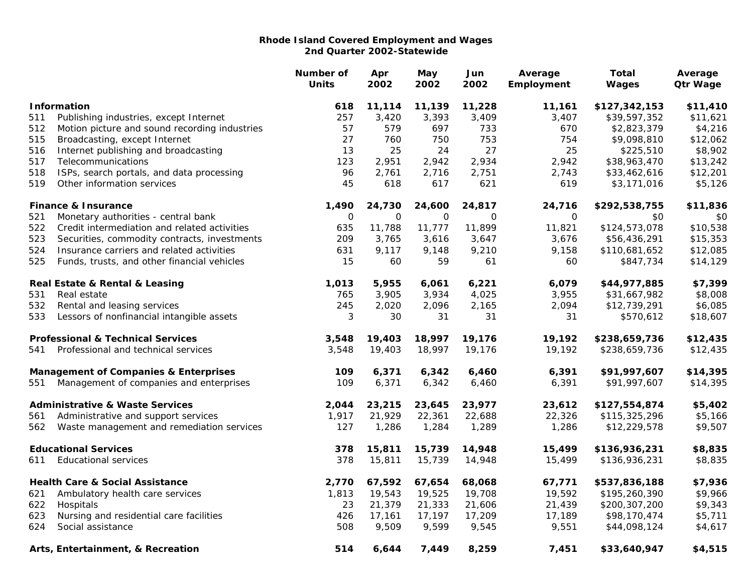**Rhode Island Covered Employment and Wages**
**2nd Quarter 2002-Statewide**

| | | Number of Units | Apr 2002 | May 2002 | Jun 2002 | Average Employment | Total Wages | Average Qtr Wage |
|---|---|---|---|---|---|---|---|---|
| **Information** | | **618** | **11,114** | **11,139** | **11,228** | **11,161** | **$127,342,153** | **$11,410** |
| 511 | Publishing industries, except Internet | 257 | 3,420 | 3,393 | 3,409 | 3,407 | $39,597,352 | $11,621 |
| 512 | Motion picture and sound recording industries | 57 | 579 | 697 | 733 | 670 | $2,823,379 | $4,216 |
| 515 | Broadcasting, except Internet | 27 | 760 | 750 | 753 | 754 | $9,098,810 | $12,062 |
| 516 | Internet publishing and broadcasting | 13 | 25 | 24 | 27 | 25 | $225,510 | $8,902 |
| 517 | Telecommunications | 123 | 2,951 | 2,942 | 2,934 | 2,942 | $38,963,470 | $13,242 |
| 518 | ISPs, search portals, and data processing | 96 | 2,761 | 2,716 | 2,751 | 2,743 | $33,462,616 | $12,201 |
| 519 | Other information services | 45 | 618 | 617 | 621 | 619 | $3,171,016 | $5,126 |
| **Finance & Insurance** | | **1,490** | **24,730** | **24,600** | **24,817** | **24,716** | **$292,538,755** | **$11,836** |
| 521 | Monetary authorities - central bank | 0 | 0 | 0 | 0 | 0 | $0 | $0 |
| 522 | Credit intermediation and related activities | 635 | 11,788 | 11,777 | 11,899 | 11,821 | $124,573,078 | $10,538 |
| 523 | Securities, commodity contracts, investments | 209 | 3,765 | 3,616 | 3,647 | 3,676 | $56,436,291 | $15,353 |
| 524 | Insurance carriers and related activities | 631 | 9,117 | 9,148 | 9,210 | 9,158 | $110,681,652 | $12,085 |
| 525 | Funds, trusts, and other financial vehicles | 15 | 60 | 59 | 61 | 60 | $847,734 | $14,129 |
| **Real Estate & Rental & Leasing** | | **1,013** | **5,955** | **6,061** | **6,221** | **6,079** | **$44,977,885** | **$7,399** |
| 531 | Real estate | 765 | 3,905 | 3,934 | 4,025 | 3,955 | $31,667,982 | $8,008 |
| 532 | Rental and leasing services | 245 | 2,020 | 2,096 | 2,165 | 2,094 | $12,739,291 | $6,085 |
| 533 | Lessors of nonfinancial intangible assets | 3 | 30 | 31 | 31 | 31 | $570,612 | $18,607 |
| **Professional & Technical Services** | | **3,548** | **19,403** | **18,997** | **19,176** | **19,192** | **$238,659,736** | **$12,435** |
| 541 | Professional and technical services | 3,548 | 19,403 | 18,997 | 19,176 | 19,192 | $238,659,736 | $12,435 |
| **Management of Companies & Enterprises** | | **109** | **6,371** | **6,342** | **6,460** | **6,391** | **$91,997,607** | **$14,395** |
| 551 | Management of companies and enterprises | 109 | 6,371 | 6,342 | 6,460 | 6,391 | $91,997,607 | $14,395 |
| **Administrative & Waste Services** | | **2,044** | **23,215** | **23,645** | **23,977** | **23,612** | **$127,554,874** | **$5,402** |
| 561 | Administrative and support services | 1,917 | 21,929 | 22,361 | 22,688 | 22,326 | $115,325,296 | $5,166 |
| 562 | Waste management and remediation services | 127 | 1,286 | 1,284 | 1,289 | 1,286 | $12,229,578 | $9,507 |
| **Educational Services** | | **378** | **15,811** | **15,739** | **14,948** | **15,499** | **$136,936,231** | **$8,835** |
| 611 | Educational services | 378 | 15,811 | 15,739 | 14,948 | 15,499 | $136,936,231 | $8,835 |
| **Health Care & Social Assistance** | | **2,770** | **67,592** | **67,654** | **68,068** | **67,771** | **$537,836,188** | **$7,936** |
| 621 | Ambulatory health care services | 1,813 | 19,543 | 19,525 | 19,708 | 19,592 | $195,260,390 | $9,966 |
| 622 | Hospitals | 23 | 21,379 | 21,333 | 21,606 | 21,439 | $200,307,200 | $9,343 |
| 623 | Nursing and residential care facilities | 426 | 17,161 | 17,197 | 17,209 | 17,189 | $98,170,474 | $5,711 |
| 624 | Social assistance | 508 | 9,509 | 9,599 | 9,545 | 9,551 | $44,098,124 | $4,617 |
| **Arts, Entertainment, & Recreation** | | **514** | **6,644** | **7,449** | **8,259** | **7,451** | **$33,640,947** | **$4,515** |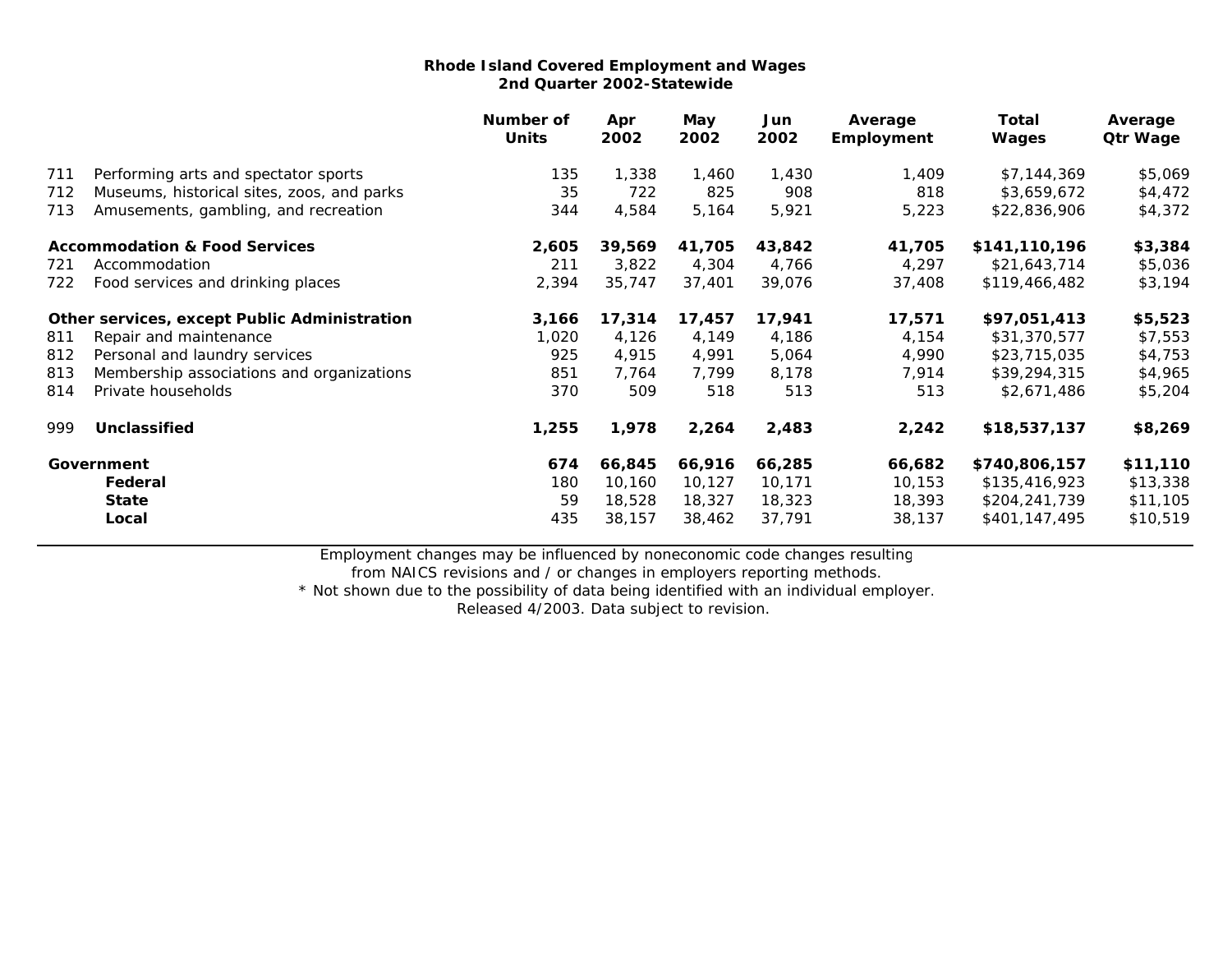**Rhode Island Covered Employment and Wages**
**2nd Quarter 2002-Statewide**

| | | Number of Units | Apr 2002 | May 2002 | Jun 2002 | Average Employment | Total Wages | Average Qtr Wage |
|---|---|---|---|---|---|---|---|---|
| 711 | Performing arts and spectator sports | 135 | 1,338 | 1,460 | 1,430 | 1,409 | $7,144,369 | $5,069 |
| 712 | Museums, historical sites, zoos, and parks | 35 | 722 | 825 | 908 | 818 | $3,659,672 | $4,472 |
| 713 | Amusements, gambling, and recreation | 344 | 4,584 | 5,164 | 5,921 | 5,223 | $22,836,906 | $4,372 |
| | **Accommodation & Food Services** | **2,605** | **39,569** | **41,705** | **43,842** | **41,705** | **$141,110,196** | **$3,384** |
| 721 | Accommodation | 211 | 3,822 | 4,304 | 4,766 | 4,297 | $21,643,714 | $5,036 |
| 722 | Food services and drinking places | 2,394 | 35,747 | 37,401 | 39,076 | 37,408 | $119,466,482 | $3,194 |
| | **Other services, except Public Administration** | **3,166** | **17,314** | **17,457** | **17,941** | **17,571** | **$97,051,413** | **$5,523** |
| 811 | Repair and maintenance | 1,020 | 4,126 | 4,149 | 4,186 | 4,154 | $31,370,577 | $7,553 |
| 812 | Personal and laundry services | 925 | 4,915 | 4,991 | 5,064 | 4,990 | $23,715,035 | $4,753 |
| 813 | Membership associations and organizations | 851 | 7,764 | 7,799 | 8,178 | 7,914 | $39,294,315 | $4,965 |
| 814 | Private households | 370 | 509 | 518 | 513 | 513 | $2,671,486 | $5,204 |
| 999 | **Unclassified** | **1,255** | **1,978** | **2,264** | **2,483** | **2,242** | **$18,537,137** | **$8,269** |
| | **Government** | **674** | **66,845** | **66,916** | **66,285** | **66,682** | **$740,806,157** | **$11,110** |
| | **Federal** | 180 | 10,160 | 10,127 | 10,171 | 10,153 | $135,416,923 | $13,338 |
| | **State** | 59 | 18,528 | 18,327 | 18,323 | 18,393 | $204,241,739 | $11,105 |
| | **Local** | 435 | 38,157 | 38,462 | 37,791 | 38,137 | $401,147,495 | $10,519 |

Employment changes may be influenced by noneconomic code changes resulting from NAICS revisions and / or changes in employers reporting methods.
* Not shown due to the possibility of data being identified with an individual employer.
Released 4/2003. Data subject to revision.